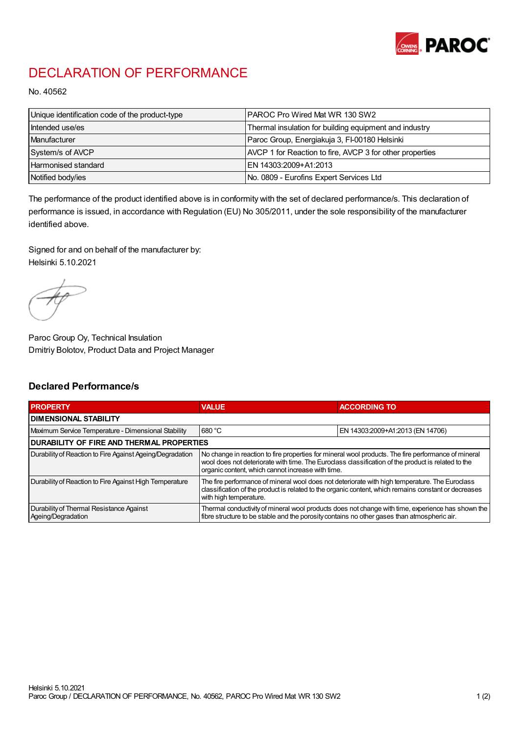# DECLARATION OF PERFORMANCE

No. 40562

| Unique identification code of the product-type | PAROC Pro Wired Mat WR 130 SW2 |
|---|---|
| Intended use/es | Thermal insulation for building equipment and industry |
| Manufacturer | Paroc Group, Energiakuja 3, FI-00180 Helsinki |
| System/s of AVCP | AVCP 1 for Reaction to fire, AVCP 3 for other properties |
| Harmonised standard | EN 14303:2009+A1:2013 |
| Notified body/ies | No. 0809 - Eurofins Expert Services Ltd |

The performance of the product identified above is in conformity with the set of declared performance/s. This declaration of performance is issued, in accordance with Regulation (EU) No 305/2011, under the sole responsibility of the manufacturer identified above.

Signed for and on behalf of the manufacturer by:
Helsinki 5.10.2021

Paroc Group Oy, Technical Insulation
Dmitriy Bolotov, Product Data and Project Manager

## Declared Performance/s

| PROPERTY | VALUE | ACCORDING TO |
|---|---|---|
| **DIMENSIONAL STABILITY** | | |
| Maximum Service Temperature - Dimensional Stability | 680 °C | EN 14303:2009+A1:2013 (EN 14706) |
| **DURABILITY OF FIRE AND THERMAL PROPERTIES** | | |
| Durability of Reaction to Fire Against Ageing/Degradation | No change in reaction to fire properties for mineral wool products. The fire performance of mineral wool does not deteriorate with time. The Euroclass classification of the product is related to the organic content, which cannot increase with time. | |
| Durability of Reaction to Fire Against High Temperature | The fire performance of mineral wool does not deteriorate with high temperature. The Euroclass classification of the product is related to the organic content, which remains constant or decreases with high temperature. | |
| Durability of Thermal Resistance Against Ageing/Degradation | Thermal conductivity of mineral wool products does not change with time, experience has shown the fibre structure to be stable and the porosity contains no other gases than atmospheric air. | |

Helsinki 5.10.2021
Paroc Group / DECLARATION OF PERFORMANCE, No. 40562, PAROC Pro Wired Mat WR 130 SW2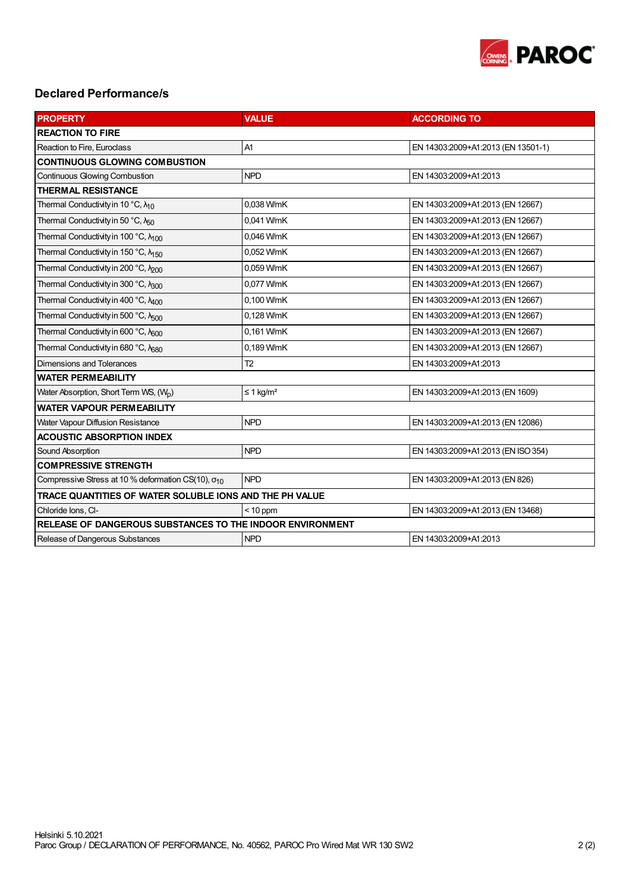## Declared Performance/s

| PROPERTY | VALUE | ACCORDING TO |
|---|---|---|
| **REACTION TO FIRE** | | |
| Reaction to Fire, Euroclass | A1 | EN 14303:2009+A1:2013 (EN 13501-1) |
| **CONTINUOUS GLOWING COMBUSTION** | | |
| Continuous Glowing Combustion | NPD | EN 14303:2009+A1:2013 |
| **THERMAL RESISTANCE** | | |
| Thermal Conductivity in 10 °C, $\lambda_{10}$ | 0,038 W/mK | EN 14303:2009+A1:2013 (EN 12667) |
| Thermal Conductivity in 50 °C, $\lambda_{50}$ | 0,041 W/mK | EN 14303:2009+A1:2013 (EN 12667) |
| Thermal Conductivity in 100 °C, $\lambda_{100}$ | 0,046 W/mK | EN 14303:2009+A1:2013 (EN 12667) |
| Thermal Conductivity in 150 °C, $\lambda_{150}$ | 0,052 W/mK | EN 14303:2009+A1:2013 (EN 12667) |
| Thermal Conductivity in 200 °C, $\lambda_{200}$ | 0,059 W/mK | EN 14303:2009+A1:2013 (EN 12667) |
| Thermal Conductivity in 300 °C, $\lambda_{300}$ | 0,077 W/mK | EN 14303:2009+A1:2013 (EN 12667) |
| Thermal Conductivity in 400 °C, $\lambda_{400}$ | 0,100 W/mK | EN 14303:2009+A1:2013 (EN 12667) |
| Thermal Conductivity in 500 °C, $\lambda_{500}$ | 0,128 W/mK | EN 14303:2009+A1:2013 (EN 12667) |
| Thermal Conductivity in 600 °C, $\lambda_{600}$ | 0,161 W/mK | EN 14303:2009+A1:2013 (EN 12667) |
| Thermal Conductivity in 680 °C, $\lambda_{680}$ | 0,189 W/mK | EN 14303:2009+A1:2013 (EN 12667) |
| Dimensions and Tolerances | T2 | EN 14303:2009+A1:2013 |
| **WATER PERMEABILITY** | | |
| Water Absorption, Short Term WS, ($W_p$) | ≤ 1 kg/m² | EN 14303:2009+A1:2013 (EN 1609) |
| **WATER VAPOUR PERMEABILITY** | | |
| Water Vapour Diffusion Resistance | NPD | EN 14303:2009+A1:2013 (EN 12086) |
| **ACOUSTIC ABSORPTION INDEX** | | |
| Sound Absorption | NPD | EN 14303:2009+A1:2013 (EN ISO 354) |
| **COMPRESSIVE STRENGTH** | | |
| Compressive Stress at 10 % deformation CS(10), $\sigma_{10}$ | NPD | EN 14303:2009+A1:2013 (EN 826) |
| **TRACE QUANTITIES OF WATER SOLUBLE IONS AND THE PH VALUE** | | |
| Chloride Ions, Cl- | < 10 ppm | EN 14303:2009+A1:2013 (EN 13468) |
| **RELEASE OF DANGEROUS SUBSTANCES TO THE INDOOR ENVIRONMENT** | | |
| Release of Dangerous Substances | NPD | EN 14303:2009+A1:2013 |

Helsinki 5.10.2021
Paroc Group / DECLARATION OF PERFORMANCE, No. 40562, PAROC Pro Wired Mat WR 130 SW2